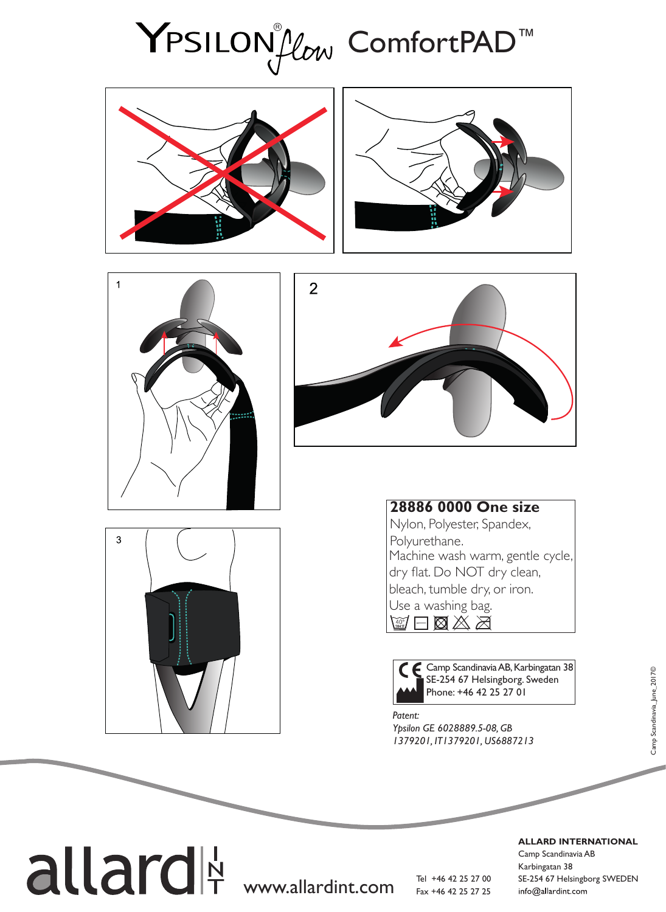# YPSILON® flow ComfortPAD™

1

2

3

**28886 0000 One size**

Nylon, Polyester, Spandex, Polyurethane.
Machine wash warm, gentle cycle, dry flat. Do NOT dry clean, bleach, tumble dry, or iron.
Use a washing bag.

Camp Scandinavia AB, Karbingatan 38
SE-254 67 Helsingborg. Sweden
Phone: +46 42 25 27 01

*Patent:*
*Ypsilon GE 6028889.5-08, GB 1379201, IT1379201, US6887213*

Camp Scandinavia_June_2017©

allard INT

www.allardint.com

Tel +46 42 25 27 00
Fax +46 42 25 27 25

**ALLARD INTERNATIONAL**
Camp Scandinavia AB
Karbingatan 38
SE-254 67 Helsingborg SWEDEN
info@allardint.com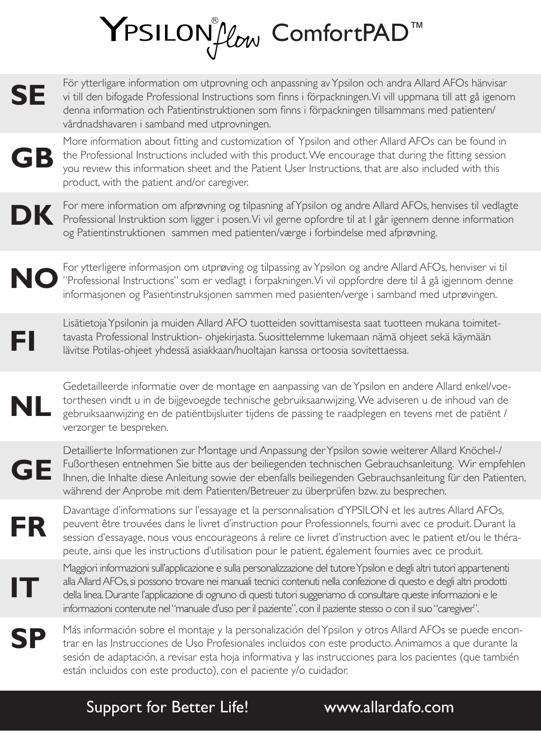# YPSILON® flow ComfortPAD™

**SE**

För ytterligare information om utprovning och anpassning av Ypsilon och andra Allard AFOs hänvisar vi till den bifogade Professional Instructions som finns i förpackningen. Vi vill uppmana till att gå igenom denna information och Patientinstruktionen som finns i förpackningen tillsammans med patienten/vårdnadshavaren i samband med utprovningen.

**GB**

More information about fitting and customization of Ypsilon and other Allard AFOs can be found in the Professional Instructions included with this product. We encourage that during the fitting session you review this information sheet and the Patient User Instructions, that are also included with this product, with the patient and/or caregiver.

**DK**

For mere information om afprøvning og tilpasning af Ypsilon og andre Allard AFOs, henvises til vedlagte Professional Instruktion som ligger i posen. Vi vil gerne opfordre til at I går igennem denne information og Patientinstruktionen sammen med patienten/værge i forbindelse med afprøvning.

**NO**

For ytterligere informasjon om utprøving og tilpassing av Ypsilon og andre Allard AFOs, henviser vi til "Professional Instructions" som er vedlagt i forpakningen. Vi vil oppfordre dere til å gå igjennom denne informasjonen og Pasientinstruksjonen sammen med pasienten/verge i samband med utprøvingen.

**FI**

Lisätietoja Ypsilonin ja muiden Allard AFO tuotteiden sovittamisesta saat tuotteen mukana toimitettavasta Professional Instruktion- ohjekirjasta. Suosittelemme lukemaan nämä ohjeet sekä käymään lävitse Potilas-ohjeet yhdessä asiakkaan/huoltajan kanssa ortoosia sovitettaessa.

**NL**

Gedetailleerde informatie over de montage en aanpassing van de Ypsilon en andere Allard enkel/voetorthesen vindt u in de bijgevoegde technische gebruiksaanwijzing. We adviseren u de inhoud van de gebruiksaanwijzing en de patiëntbijsluiter tijdens de passing te raadplegen en tevens met de patiënt / verzorger te bespreken.

**GE**

Detaillierte Informationen zur Montage und Anpassung der Ypsilon sowie weiterer Allard Knöchel-/ Fußorthesen entnehmen Sie bitte aus der beiliegenden technischen Gebrauchsanleitung. Wir empfehlen Ihnen, die Inhalte diese Anleitung sowie der ebenfalls beiliegenden Gebrauchsanleitung für den Patienten, während der Anprobe mit dem Patienten/Betreuer zu überprüfen bzw. zu besprechen.

**FR**

Davantage d'informations sur l'essayage et la personnalisation d'YPSILON et les autres Allard AFOs, peuvent être trouvées dans le livret d'instruction pour Professionnels, fourni avec ce produit. Durant la session d'essayage, nous vous encourageons à relire ce livret d'instruction avec le patient et/ou le thérapeute, ainsi que les instructions d'utilisation pour le patient, également fournies avec ce produit.

**IT**

Maggiori informazioni sull'applicazione e sulla personalizzazione del tutore Ypsilon e degli altri tutori appartenenti alla Allard AFOs, si possono trovare nei manuali tecnici contenuti nella confezione di questo e degli altri prodotti della linea. Durante l'applicazione di ognuno di questi tutori suggeriamo di consultare queste informazioni e le informazioni contenute nel "manuale d'uso per il paziente", con il paziente stesso o con il suo "caregiver".

**SP**

Más información sobre el montaje y la personalización del Ypsilon y otros Allard AFOs se puede encontrar en las Instrucciones de Uso Profesionales incluidos con este producto. Animamos a que durante la sesión de adaptación, a revisar esta hoja informativa y las instrucciones para los pacientes (que también están incluidos con este producto), con el paciente y/o cuidador.

Support for Better Life! www.allardafo.com